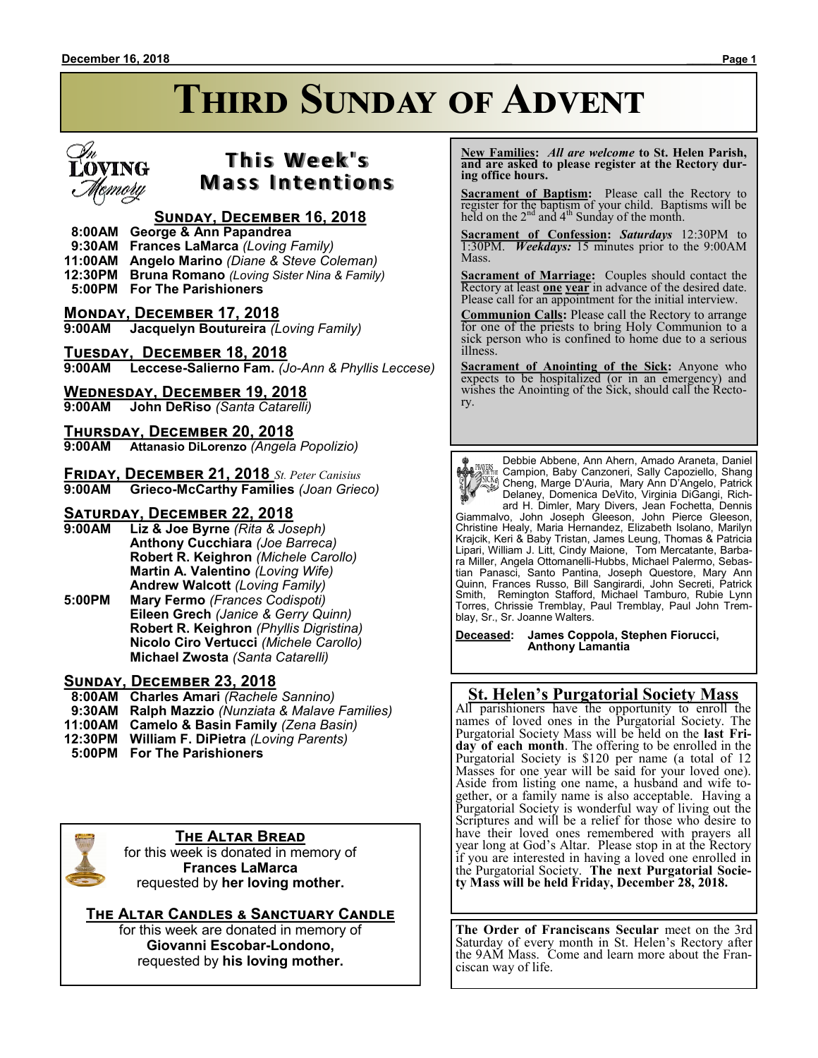# Third Sunday of Advent

## In Loving Memory

## This Week's Mass Intentions

### Sunday, December 16, 2018

8:00AM **George & Ann Papandrea**
9:30AM **Frances LaMarca** *(Loving Family)*
11:00AM **Angelo Marino** *(Diane & Steve Coleman)*
12:30PM **Bruna Romano** *(Loving Sister Nina & Family)*
5:00PM **For The Parishioners**

### Monday, December 17, 2018

9:00AM **Jacquelyn Boutureira** *(Loving Family)*

### Tuesday, December 18, 2018

9:00AM **Leccese-Salierno Fam.** *(Jo-Ann & Phyllis Leccese)*

### Wednesday, December 19, 2018

9:00AM **John DeRiso** *(Santa Catarelli)*

### Thursday, December 20, 2018

9:00AM **Attanasio DiLorenzo** *(Angela Popolizio)*

### Friday, December 21, 2018 *St. Peter Canisius*

9:00AM **Grieco-McCarthy Families** *(Joan Grieco)*

### Saturday, December 22, 2018

9:00AM **Liz & Joe Byrne** *(Rita & Joseph)*
**Anthony Cucchiara** *(Joe Barreca)*
**Robert R. Keighron** *(Michele Carollo)*
**Martin A. Valentino** *(Loving Wife)*
**Andrew Walcott** *(Loving Family)*

5:00PM **Mary Fermo** *(Frances Codispoti)*
**Eileen Grech** *(Janice & Gerry Quinn)*
**Robert R. Keighron** *(Phyllis Digristina)*
**Nicolo Ciro Vertucci** *(Michele Carollo)*
**Michael Zwosta** *(Santa Catarelli)*

### Sunday, December 23, 2018

8:00AM **Charles Amari** *(Rachele Sannino)*
9:30AM **Ralph Mazzio** *(Nunziata & Malave Families)*
11:00AM **Camelo & Basin Family** *(Zena Basin)*
12:30PM **William F. DiPietra** *(Loving Parents)*
5:00PM **For The Parishioners**

### The Altar Bread

for this week is donated in memory of
**Frances LaMarca**
requested by **her loving mother.**

### The Altar Candles & Sanctuary Candle

for this week are donated in memory of
**Giovanni Escobar-Londono,**
requested by **his loving mother.**

---

**New Families:** *All are welcome* **to St. Helen Parish, and are asked to please register at the Rectory during office hours.**

**Sacrament of Baptism:** Please call the Rectory to register for the baptism of your child. Baptisms will be held on the 2nd and 4th Sunday of the month.

**Sacrament of Confession:** ***Saturdays*** 12:30PM to 1:30PM. ***Weekdays:*** 15 minutes prior to the 9:00AM Mass.

**Sacrament of Marriage:** Couples should contact the Rectory at least **one year** in advance of the desired date. Please call for an appointment for the initial interview.

**Communion Calls:** Please call the Rectory to arrange for one of the priests to bring Holy Communion to a sick person who is confined to home due to a serious illness.

**Sacrament of Anointing of the Sick:** Anyone who expects to be hospitalized (or in an emergency) and wishes the Anointing of the Sick, should call the Rectory.

---

**Prayers for the Sick**

Debbie Abbene, Ann Ahern, Amado Araneta, Daniel Campion, Baby Canzoneri, Sally Capoziello, Shang Cheng, Marge D'Auria, Mary Ann D'Angelo, Patrick Delaney, Domenica DeVito, Virginia DiGangi, Richard H. Dimler, Mary Divers, Jean Fochetta, Dennis Giammalvo, John Joseph Gleeson, John Pierce Gleeson, Christine Healy, Maria Hernandez, Elizabeth Isolano, Marilyn Krajcik, Keri & Baby Tristan, James Leung, Thomas & Patricia Lipari, William J. Litt, Cindy Maione, Tom Mercatante, Barbara Miller, Angela Ottomanelli-Hubbs, Michael Palermo, Sebastian Panasci, Santo Pantina, Joseph Questore, Mary Ann Quinn, Frances Russo, Bill Sangirardi, John Secreti, Patrick Smith, Remington Stafford, Michael Tamburo, Rubie Lynn Torres, Chrissie Tremblay, Paul Tremblay, Paul John Tremblay, Sr., Sr. Joanne Walters.

**Deceased:** **James Coppola, Stephen Fiorucci, Anthony Lamantia**

---

### St. Helen's Purgatorial Society Mass

All parishioners have the opportunity to enroll the names of loved ones in the Purgatorial Society. The Purgatorial Society Mass will be held on the **last Friday of each month**. The offering to be enrolled in the Purgatorial Society is $120 per name (a total of 12 Masses for one year will be said for your loved one). Aside from listing one name, a husband and wife together, or a family name is also acceptable. Having a Purgatorial Society is wonderful way of living out the Scriptures and will be a relief for those who desire to have their loved ones remembered with prayers all year long at God's Altar. Please stop in at the Rectory if you are interested in having a loved one enrolled in the Purgatorial Society. **The next Purgatorial Society Mass will be held Friday, December 28, 2018.**

---

**The Order of Franciscans Secular** meet on the 3rd Saturday of every month in St. Helen's Rectory after the 9AM Mass. Come and learn more about the Franciscan way of life.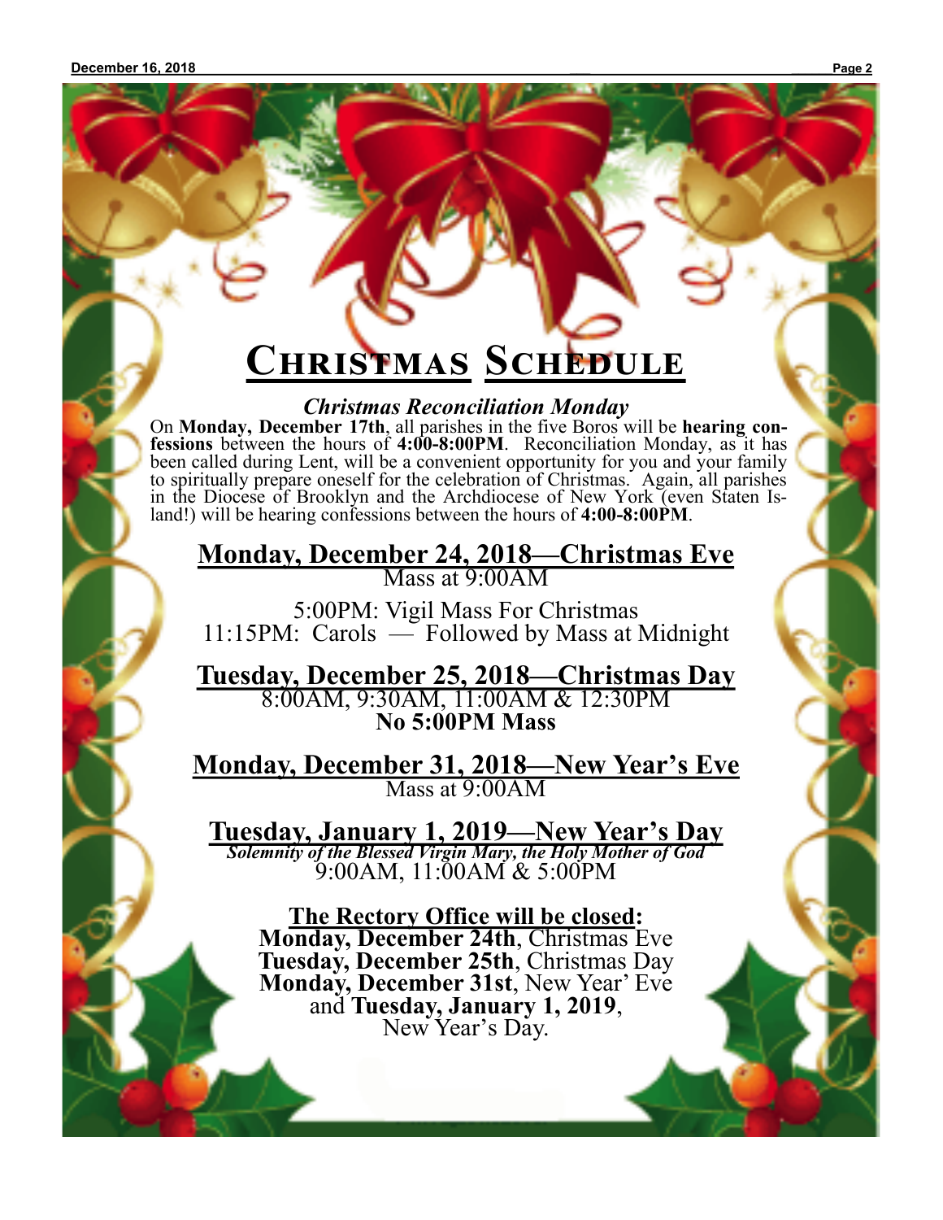# Christmas Schedule

### *Christmas Reconciliation Monday*

On **Monday, December 17th**, all parishes in the five Boros will be **hearing confessions** between the hours of **4:00-8:00PM**. Reconciliation Monday, as it has been called during Lent, will be a convenient opportunity for you and your family to spiritually prepare oneself for the celebration of Christmas. Again, all parishes in the Diocese of Brooklyn and the Archdiocese of New York (even Staten Island!) will be hearing confessions between the hours of **4:00-8:00PM**.

## Monday, December 24, 2018—Christmas Eve

Mass at 9:00AM

5:00PM: Vigil Mass For Christmas
11:15PM: Carols — Followed by Mass at Midnight

## Tuesday, December 25, 2018—Christmas Day

8:00AM, 9:30AM, 11:00AM & 12:30PM
**No 5:00PM Mass**

## Monday, December 31, 2018—New Year's Eve

Mass at 9:00AM

## Tuesday, January 1, 2019—New Year's Day

***Solemnity of the Blessed Virgin Mary, the Holy Mother of God***

9:00AM, 11:00AM & 5:00PM

**The Rectory Office will be closed:**
**Monday, December 24th**, Christmas Eve
**Tuesday, December 25th**, Christmas Day
**Monday, December 31st**, New Year' Eve
and **Tuesday, January 1, 2019**,
New Year's Day.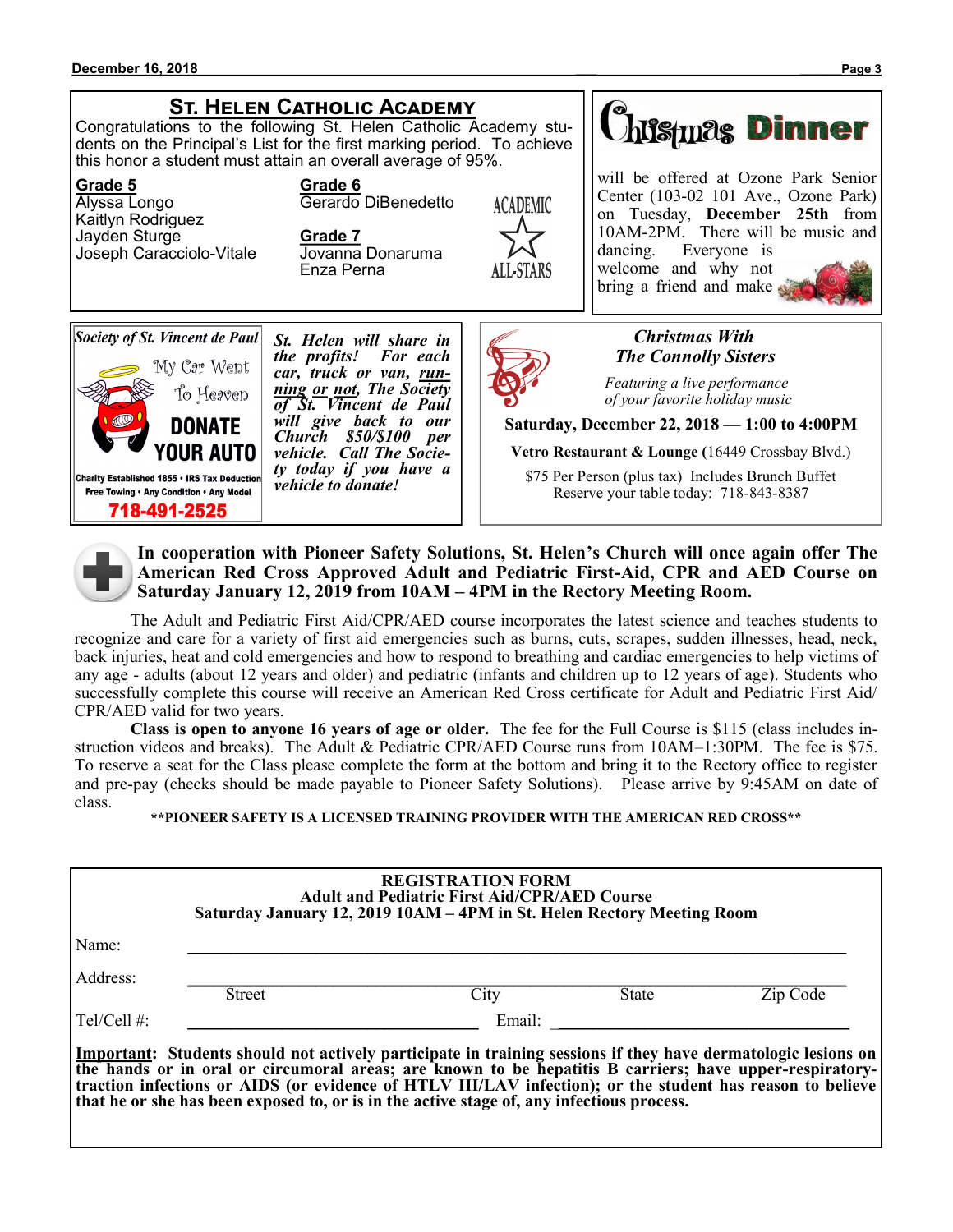## St. Helen Catholic Academy

Congratulations to the following St. Helen Catholic Academy students on the Principal's List for the first marking period. To achieve this honor a student must attain an overall average of 95%.

**Grade 5**
Alyssa Longo
Kaitlyn Rodriguez
Jayden Sturge
Joseph Caracciolo-Vitale

**Grade 6**
Gerardo DiBenedetto

**Grade 7**
Jovanna Donaruma
Enza Perna

ACADEMIC ALL-STARS

## Christmas Dinner

will be offered at Ozone Park Senior Center (103-02 101 Ave., Ozone Park) on Tuesday, **December 25th** from 10AM-2PM. There will be music and dancing. Everyone is welcome and why not bring a friend and make

## Society of St. Vincent de Paul

My Car Went To Heaven

**DONATE YOUR AUTO**

Charity Established 1855 • IRS Tax Deduction
Free Towing • Any Condition • Any Model
**718-491-2525**

*St. Helen will share in the profits! For each car, truck or van, running or not, The Society of St. Vincent de Paul will give back to our Church $50/$100 per vehicle. Call The Society today if you have a vehicle to donate!*

## *Christmas With The Connolly Sisters*

*Featuring a live performance of your favorite holiday music*

**Saturday, December 22, 2018 — 1:00 to 4:00PM**

**Vetro Restaurant & Lounge (**16449 Crossbay Blvd.)

$75 Per Person (plus tax) Includes Brunch Buffet
Reserve your table today: 718-843-8387

**In cooperation with Pioneer Safety Solutions, St. Helen's Church will once again offer The American Red Cross Approved Adult and Pediatric First-Aid, CPR and AED Course on Saturday January 12, 2019 from 10AM – 4PM in the Rectory Meeting Room.**

The Adult and Pediatric First Aid/CPR/AED course incorporates the latest science and teaches students to recognize and care for a variety of first aid emergencies such as burns, cuts, scrapes, sudden illnesses, head, neck, back injuries, heat and cold emergencies and how to respond to breathing and cardiac emergencies to help victims of any age - adults (about 12 years and older) and pediatric (infants and children up to 12 years of age). Students who successfully complete this course will receive an American Red Cross certificate for Adult and Pediatric First Aid/ CPR/AED valid for two years.

**Class is open to anyone 16 years of age or older.** The fee for the Full Course is $115 (class includes instruction videos and breaks). The Adult & Pediatric CPR/AED Course runs from 10AM–1:30PM. The fee is $75. To reserve a seat for the Class please complete the form at the bottom and bring it to the Rectory office to register and pre-pay (checks should be made payable to Pioneer Safety Solutions). Please arrive by 9:45AM on date of class.

**\*\*PIONEER SAFETY IS A LICENSED TRAINING PROVIDER WITH THE AMERICAN RED CROSS\*\***

**REGISTRATION FORM**
**Adult and Pediatric First Aid/CPR/AED Course**
**Saturday January 12, 2019 10AM – 4PM in St. Helen Rectory Meeting Room**

Name: ______________________________

Address: ______________________________
Street City State Zip Code

Tel/Cell #: ______________ Email: ______________

**Important: Students should not actively participate in training sessions if they have dermatologic lesions on the hands or in oral or circumoral areas; are known to be hepatitis B carriers; have upper-respiratory-traction infections or AIDS (or evidence of HTLV III/LAV infection); or the student has reason to believe that he or she has been exposed to, or is in the active stage of, any infectious process.**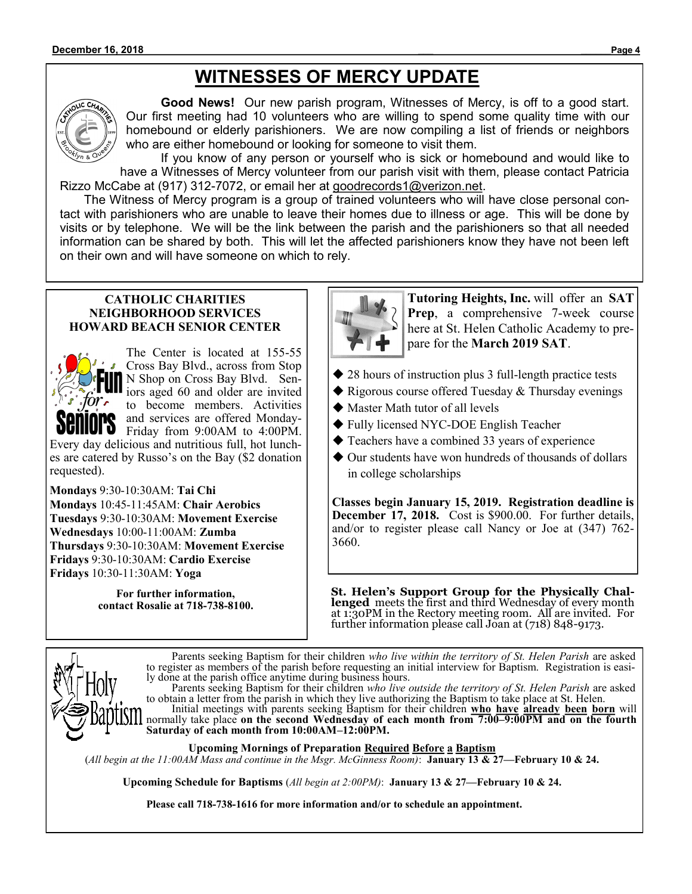# WITNESSES OF MERCY UPDATE

**Good News!** Our new parish program, Witnesses of Mercy, is off to a good start. Our first meeting had 10 volunteers who are willing to spend some quality time with our homebound or elderly parishioners. We are now compiling a list of friends or neighbors who are either homebound or looking for someone to visit them.

If you know of any person or yourself who is sick or homebound and would like to have a Witnesses of Mercy volunteer from our parish visit with them, please contact Patricia Rizzo McCabe at (917) 312-7072, or email her at goodrecords1@verizon.net.

The Witness of Mercy program is a group of trained volunteers who will have close personal contact with parishioners who are unable to leave their homes due to illness or age. This will be done by visits or by telephone. We will be the link between the parish and the parishioners so that all needed information can be shared by both. This will let the affected parishioners know they have not been left on their own and will have someone on which to rely.

## CATHOLIC CHARITIES NEIGHBORHOOD SERVICES HOWARD BEACH SENIOR CENTER

The Center is located at 155-55 Cross Bay Blvd., across from Stop N Shop on Cross Bay Blvd. Seniors aged 60 and older are invited to become members. Activities and services are offered Monday-Friday from 9:00AM to 4:00PM. Every day delicious and nutritious full, hot lunches are catered by Russo's on the Bay ($2 donation requested).

**Mondays** 9:30-10:30AM: **Tai Chi**
**Mondays** 10:45-11:45AM: **Chair Aerobics**
**Tuesdays** 9:30-10:30AM: **Movement Exercise**
**Wednesdays** 10:00-11:00AM: **Zumba**
**Thursdays** 9:30-10:30AM: **Movement Exercise**
**Fridays** 9:30-10:30AM: **Cardio Exercise**
**Fridays** 10:30-11:30AM: **Yoga**

**For further information, contact Rosalie at 718-738-8100.**

**Tutoring Heights, Inc.** will offer an **SAT Prep**, a comprehensive 7-week course here at St. Helen Catholic Academy to prepare for the **March 2019 SAT**.

- 28 hours of instruction plus 3 full-length practice tests
- Rigorous course offered Tuesday & Thursday evenings
- Master Math tutor of all levels
- Fully licensed NYC-DOE English Teacher
- Teachers have a combined 33 years of experience
- Our students have won hundreds of thousands of dollars in college scholarships

**Classes begin January 15, 2019. Registration deadline is December 17, 2018.** Cost is $900.00. For further details, and/or to register please call Nancy or Joe at (347) 762-3660.

**St. Helen's Support Group for the Physically Challenged** meets the first and third Wednesday of every month at 1:30PM in the Rectory meeting room. All are invited. For further information please call Joan at (718) 848-9173.

## Holy Baptism

Parents seeking Baptism for their children *who live within the territory of St. Helen Parish* are asked to register as members of the parish before requesting an initial interview for Baptism. Registration is easily done at the parish office anytime during business hours.

Parents seeking Baptism for their children *who live outside the territory of St. Helen Parish* are asked to obtain a letter from the parish in which they live authorizing the Baptism to take place at St. Helen.

Initial meetings with parents seeking Baptism for their children **who have already been born** will normally take place **on the second Wednesday of each month from 7:00–9:00PM and on the fourth Saturday of each month from 10:00AM–12:00PM.**

**Upcoming Mornings of Preparation Required Before a Baptism**
(*All begin at the 11:00AM Mass and continue in the Msgr. McGinness Room)*: **January 13 & 27—February 10 & 24.**

**Upcoming Schedule for Baptisms** (*All begin at 2:00PM)*: **January 13 & 27—February 10 & 24.**

**Please call 718-738-1616 for more information and/or to schedule an appointment.**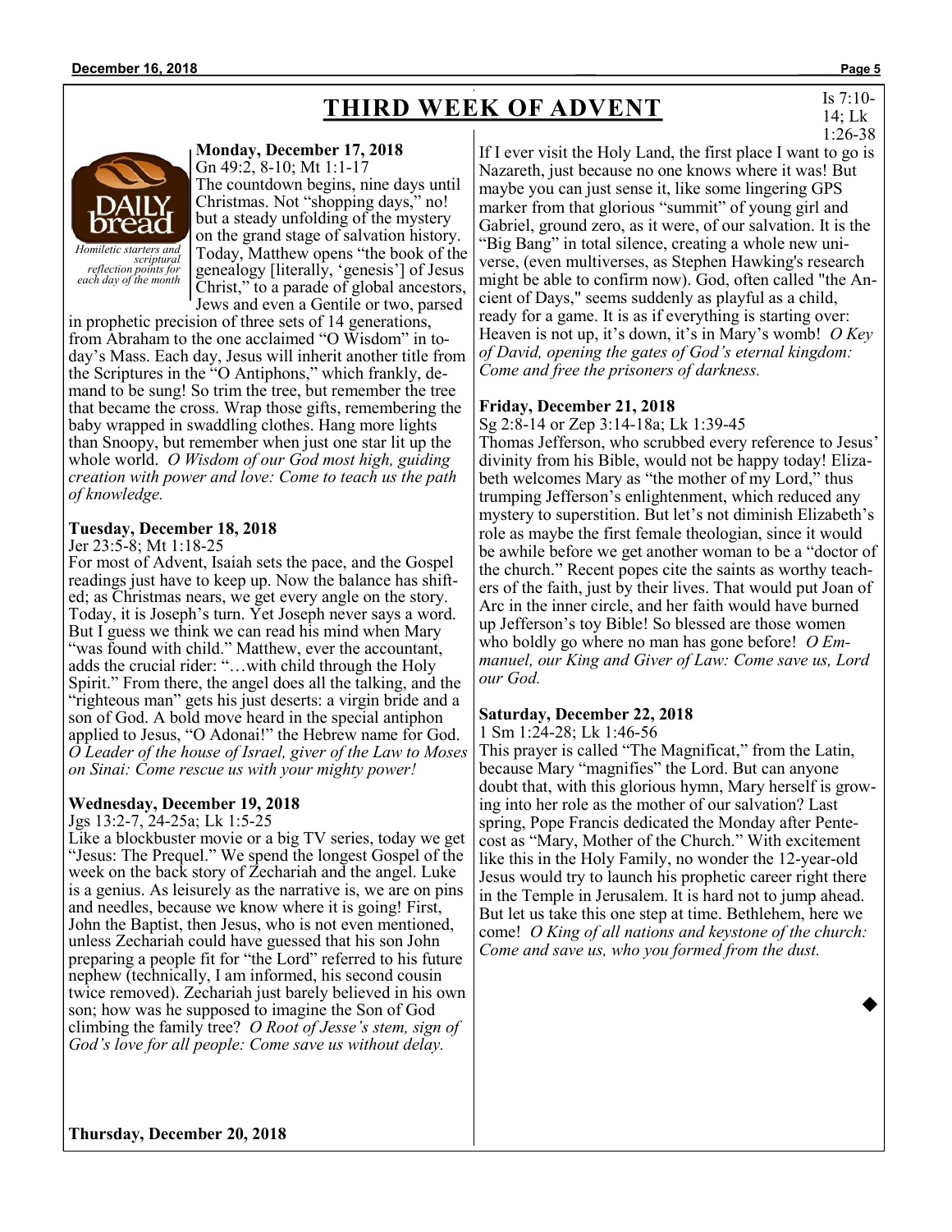# THIRD WEEK OF ADVENT

DAILY bread

*Homiletic starters and scriptural reflection points for each day of the month*

**Monday, December 17, 2018**
Gn 49:2, 8-10; Mt 1:1-17
The countdown begins, nine days until Christmas. Not "shopping days," no! but a steady unfolding of the mystery on the grand stage of salvation history. Today, Matthew opens "the book of the genealogy [literally, 'genesis'] of Jesus Christ," to a parade of global ancestors, Jews and even a Gentile or two, parsed in prophetic precision of three sets of 14 generations, from Abraham to the one acclaimed "O Wisdom" in today's Mass. Each day, Jesus will inherit another title from the Scriptures in the "O Antiphons," which frankly, demand to be sung! So trim the tree, but remember the tree that became the cross. Wrap those gifts, remembering the baby wrapped in swaddling clothes. Hang more lights than Snoopy, but remember when just one star lit up the whole world. *O Wisdom of our God most high, guiding creation with power and love: Come to teach us the path of knowledge.*

**Tuesday, December 18, 2018**
Jer 23:5-8; Mt 1:18-25
For most of Advent, Isaiah sets the pace, and the Gospel readings just have to keep up. Now the balance has shifted; as Christmas nears, we get every angle on the story. Today, it is Joseph's turn. Yet Joseph never says a word. But I guess we think we can read his mind when Mary "was found with child." Matthew, ever the accountant, adds the crucial rider: "…with child through the Holy Spirit." From there, the angel does all the talking, and the "righteous man" gets his just deserts: a virgin bride and a son of God. A bold move heard in the special antiphon applied to Jesus, "O Adonai!" the Hebrew name for God. *O Leader of the house of Israel, giver of the Law to Moses on Sinai: Come rescue us with your mighty power!*

**Wednesday, December 19, 2018**
Jgs 13:2-7, 24-25a; Lk 1:5-25
Like a blockbuster movie or a big TV series, today we get "Jesus: The Prequel." We spend the longest Gospel of the week on the back story of Zechariah and the angel. Luke is a genius. As leisurely as the narrative is, we are on pins and needles, because we know where it is going! First, John the Baptist, then Jesus, who is not even mentioned, unless Zechariah could have guessed that his son John preparing a people fit for "the Lord" referred to his future nephew (technically, I am informed, his second cousin twice removed). Zechariah just barely believed in his own son; how was he supposed to imagine the Son of God climbing the family tree? *O Root of Jesse's stem, sign of God's love for all people: Come save us without delay.*

**Thursday, December 20, 2018**
Is 7:10-14; Lk 1:26-38
If I ever visit the Holy Land, the first place I want to go is Nazareth, just because no one knows where it was! But maybe you can just sense it, like some lingering GPS marker from that glorious "summit" of young girl and Gabriel, ground zero, as it were, of our salvation. It is the "Big Bang" in total silence, creating a whole new universe, (even multiverses, as Stephen Hawking's research might be able to confirm now). God, often called "the Ancient of Days," seems suddenly as playful as a child, ready for a game. It is as if everything is starting over: Heaven is not up, it's down, it's in Mary's womb! *O Key of David, opening the gates of God's eternal kingdom: Come and free the prisoners of darkness.*

**Friday, December 21, 2018**
Sg 2:8-14 or Zep 3:14-18a; Lk 1:39-45
Thomas Jefferson, who scrubbed every reference to Jesus' divinity from his Bible, would not be happy today! Elizabeth welcomes Mary as "the mother of my Lord," thus trumping Jefferson's enlightenment, which reduced any mystery to superstition. But let's not diminish Elizabeth's role as maybe the first female theologian, since it would be awhile before we get another woman to be a "doctor of the church." Recent popes cite the saints as worthy teachers of the faith, just by their lives. That would put Joan of Arc in the inner circle, and her faith would have burned up Jefferson's toy Bible! So blessed are those women who boldly go where no man has gone before! *O Emmanuel, our King and Giver of Law: Come save us, Lord our God.*

**Saturday, December 22, 2018**
1 Sm 1:24-28; Lk 1:46-56
This prayer is called "The Magnificat," from the Latin, because Mary "magnifies" the Lord. But can anyone doubt that, with this glorious hymn, Mary herself is growing into her role as the mother of our salvation? Last spring, Pope Francis dedicated the Monday after Pentecost as "Mary, Mother of the Church." With excitement like this in the Holy Family, no wonder the 12-year-old Jesus would try to launch his prophetic career right there in the Temple in Jerusalem. It is hard not to jump ahead. But let us take this one step at time. Bethlehem, here we come! *O King of all nations and keystone of the church: Come and save us, who you formed from the dust.*

◆